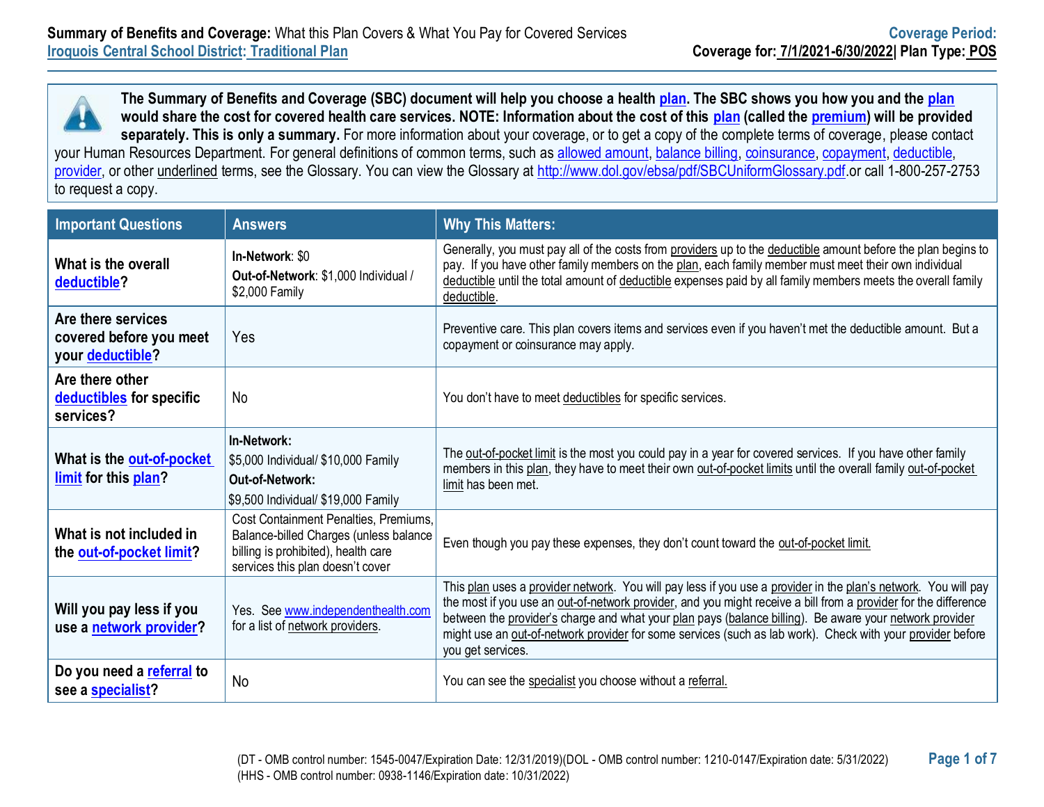**Summary of Benefits and Coverage:** What this Plan Covers & What You Pay for Covered Services
**Iroquois Central School District: Traditional Plan**

**Coverage Period:**
**Coverage for: 7/1/2021-6/30/2022| Plan Type: POS**

**The Summary of Benefits and Coverage (SBC) document will help you choose a health plan. The SBC shows you how you and the plan would share the cost for covered health care services. NOTE: Information about the cost of this plan (called the premium) will be provided separately. This is only a summary.** For more information about your coverage, or to get a copy of the complete terms of coverage, please contact your Human Resources Department. For general definitions of common terms, such as allowed amount, balance billing, coinsurance, copayment, deductible, provider, or other underlined terms, see the Glossary. You can view the Glossary at http://www.dol.gov/ebsa/pdf/SBCUniformGlossary.pdf.or call 1-800-257-2753 to request a copy.

| Important Questions | Answers | Why This Matters: |
|---|---|---|
| **What is the overall deductible?** | **In-Network**: $0<br>**Out-of-Network**: $1,000 Individual / $2,000 Family | Generally, you must pay all of the costs from providers up to the deductible amount before the plan begins to pay. If you have other family members on the plan, each family member must meet their own individual deductible until the total amount of deductible expenses paid by all family members meets the overall family deductible. |
| **Are there services covered before you meet your deductible?** | Yes | Preventive care. This plan covers items and services even if you haven't met the deductible amount. But a copayment or coinsurance may apply. |
| **Are there other deductibles for specific services?** | No | You don't have to meet deductibles for specific services. |
| **What is the out-of-pocket limit for this plan?** | **In-Network:**<br>$5,000 Individual/ $10,000 Family<br>**Out-of-Network:**<br>$9,500 Individual/ $19,000 Family | The out-of-pocket limit is the most you could pay in a year for covered services. If you have other family members in this plan, they have to meet their own out-of-pocket limits until the overall family out-of-pocket limit has been met. |
| **What is not included in the out-of-pocket limit?** | Cost Containment Penalties, Premiums, Balance-billed Charges (unless balance billing is prohibited), health care services this plan doesn't cover | Even though you pay these expenses, they don't count toward the out-of-pocket limit. |
| **Will you pay less if you use a network provider?** | Yes. See www.independenthealth.com for a list of network providers. | This plan uses a provider network. You will pay less if you use a provider in the plan's network. You will pay the most if you use an out-of-network provider, and you might receive a bill from a provider for the difference between the provider's charge and what your plan pays (balance billing). Be aware your network provider might use an out-of-network provider for some services (such as lab work). Check with your provider before you get services. |
| **Do you need a referral to see a specialist?** | No | You can see the specialist you choose without a referral. |

(DT - OMB control number: 1545-0047/Expiration Date: 12/31/2019)(DOL - OMB control number: 1210-0147/Expiration date: 5/31/2022)
(HHS - OMB control number: 0938-1146/Expiration date: 10/31/2022)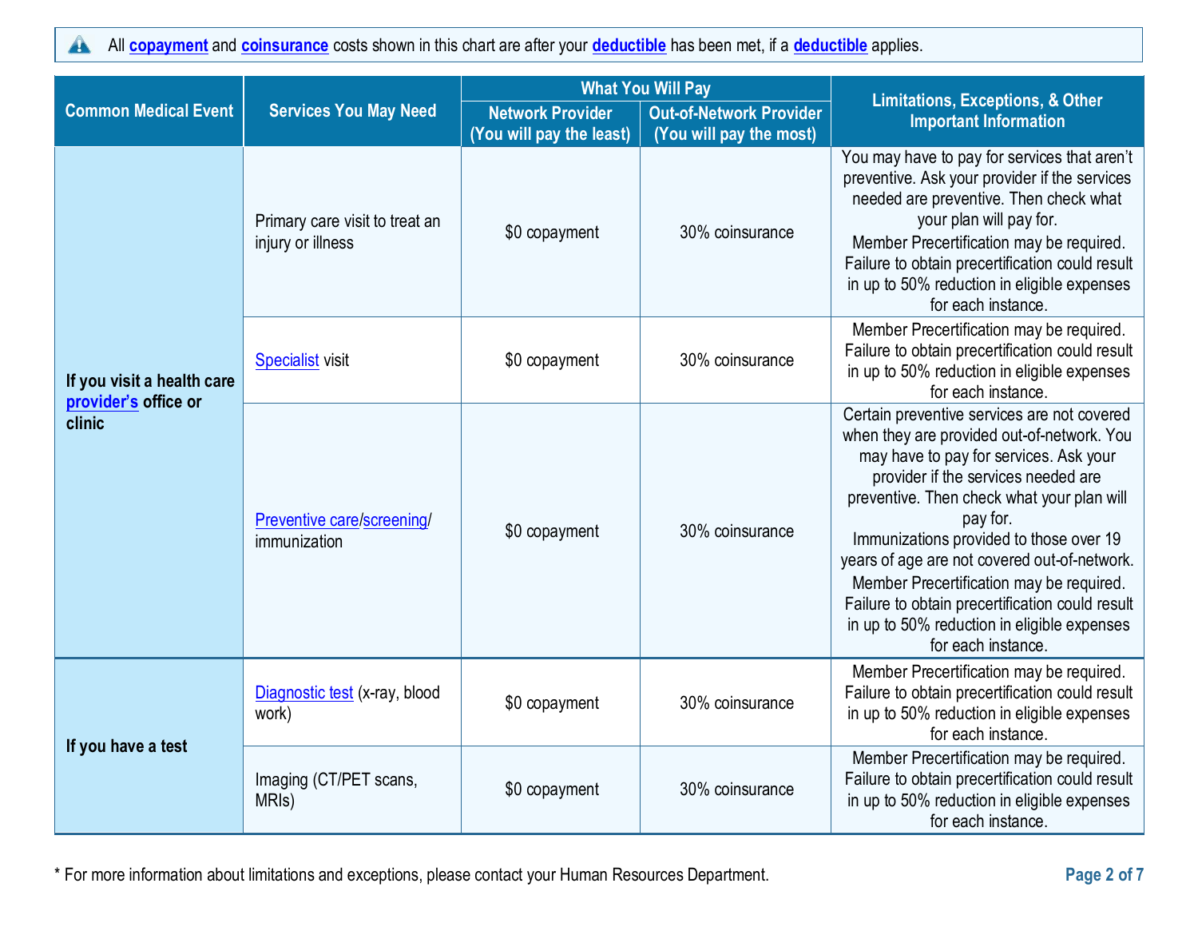All **copayment** and **coinsurance** costs shown in this chart are after your **deductible** has been met, if a **deductible** applies.

| Common Medical Event | Services You May Need | What You Will Pay | | Limitations, Exceptions, & Other Important Information |
|---|---|---|---|---|
| | | Network Provider (You will pay the least) | Out-of-Network Provider (You will pay the most) | |
| **If you visit a health care provider's office or clinic** | Primary care visit to treat an injury or illness | $0 copayment | 30% coinsurance | You may have to pay for services that aren't preventive. Ask your provider if the services needed are preventive. Then check what your plan will pay for. Member Precertification may be required. Failure to obtain precertification could result in up to 50% reduction in eligible expenses for each instance. |
| | Specialist visit | $0 copayment | 30% coinsurance | Member Precertification may be required. Failure to obtain precertification could result in up to 50% reduction in eligible expenses for each instance. |
| | Preventive care/screening/ immunization | $0 copayment | 30% coinsurance | Certain preventive services are not covered when they are provided out-of-network. You may have to pay for services. Ask your provider if the services needed are preventive. Then check what your plan will pay for. Immunizations provided to those over 19 years of age are not covered out-of-network. Member Precertification may be required. Failure to obtain precertification could result in up to 50% reduction in eligible expenses for each instance. |
| **If you have a test** | Diagnostic test (x-ray, blood work) | $0 copayment | 30% coinsurance | Member Precertification may be required. Failure to obtain precertification could result in up to 50% reduction in eligible expenses for each instance. |
| | Imaging (CT/PET scans, MRIs) | $0 copayment | 30% coinsurance | Member Precertification may be required. Failure to obtain precertification could result in up to 50% reduction in eligible expenses for each instance. |

* For more information about limitations and exceptions, please contact your Human Resources Department.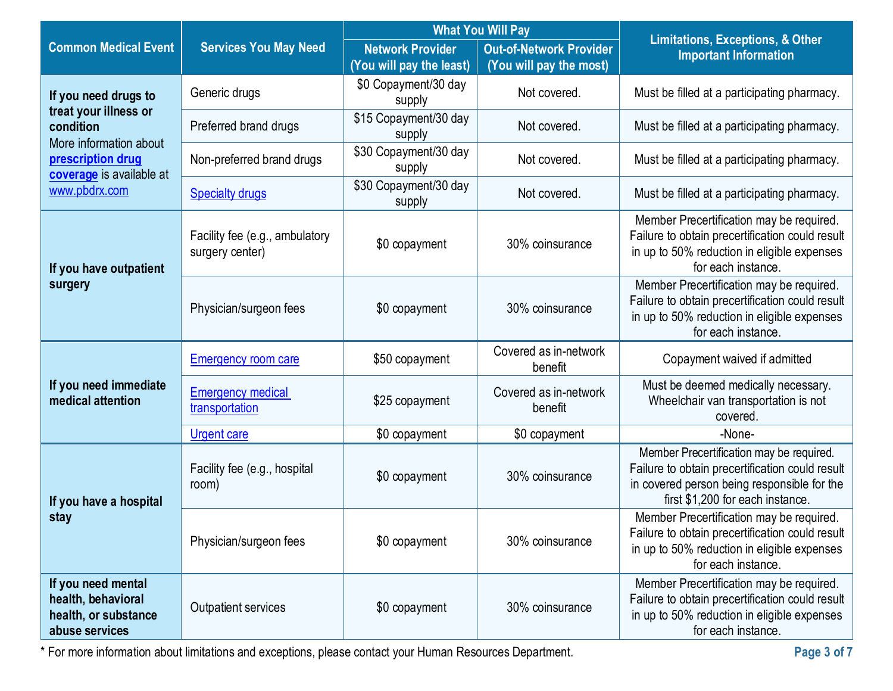| Common Medical Event | Services You May Need | What You Will Pay | | Limitations, Exceptions, & Other Important Information |
|---|---|---|---|---|
| | | Network Provider (You will pay the least) | Out-of-Network Provider (You will pay the most) | |
| **If you need drugs to treat your illness or condition** More information about **prescription drug coverage** is available at www.pbdrx.com | Generic drugs | $0 Copayment/30 day supply | Not covered. | Must be filled at a participating pharmacy. |
| | Preferred brand drugs | $15 Copayment/30 day supply | Not covered. | Must be filled at a participating pharmacy. |
| | Non-preferred brand drugs | $30 Copayment/30 day supply | Not covered. | Must be filled at a participating pharmacy. |
| | Specialty drugs | $30 Copayment/30 day supply | Not covered. | Must be filled at a participating pharmacy. |
| **If you have outpatient surgery** | Facility fee (e.g., ambulatory surgery center) | $0 copayment | 30% coinsurance | Member Precertification may be required. Failure to obtain precertification could result in up to 50% reduction in eligible expenses for each instance. |
| | Physician/surgeon fees | $0 copayment | 30% coinsurance | Member Precertification may be required. Failure to obtain precertification could result in up to 50% reduction in eligible expenses for each instance. |
| **If you need immediate medical attention** | Emergency room care | $50 copayment | Covered as in-network benefit | Copayment waived if admitted |
| | Emergency medical transportation | $25 copayment | Covered as in-network benefit | Must be deemed medically necessary. Wheelchair van transportation is not covered. |
| | Urgent care | $0 copayment | $0 copayment | -None- |
| **If you have a hospital stay** | Facility fee (e.g., hospital room) | $0 copayment | 30% coinsurance | Member Precertification may be required. Failure to obtain precertification could result in covered person being responsible for the first $1,200 for each instance. |
| | Physician/surgeon fees | $0 copayment | 30% coinsurance | Member Precertification may be required. Failure to obtain precertification could result in up to 50% reduction in eligible expenses for each instance. |
| **If you need mental health, behavioral health, or substance abuse services** | Outpatient services | $0 copayment | 30% coinsurance | Member Precertification may be required. Failure to obtain precertification could result in up to 50% reduction in eligible expenses for each instance. |

* For more information about limitations and exceptions, please contact your Human Resources Department.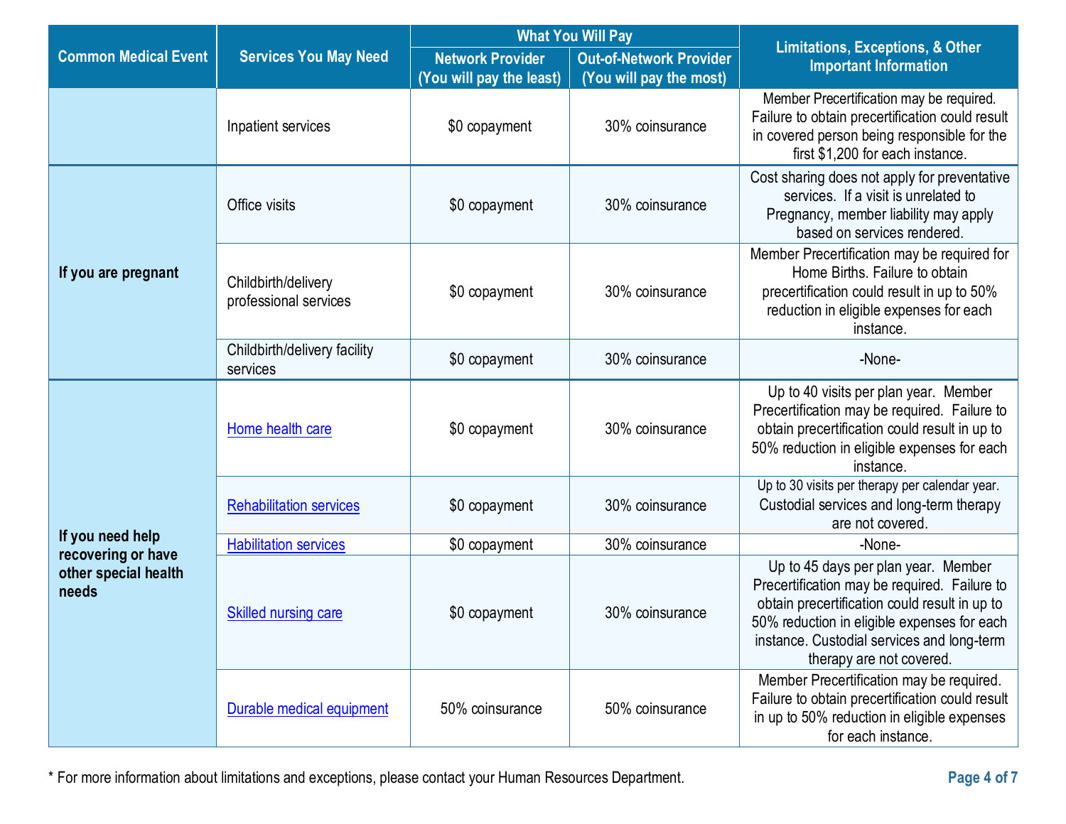| Common Medical Event | Services You May Need | What You Will Pay | | Limitations, Exceptions, & Other Important Information |
|---|---|---|---|---|
| | | Network Provider (You will pay the least) | Out-of-Network Provider (You will pay the most) | |
| | Inpatient services | $0 copayment | 30% coinsurance | Member Precertification may be required. Failure to obtain precertification could result in covered person being responsible for the first $1,200 for each instance. |
| If you are pregnant | Office visits | $0 copayment | 30% coinsurance | Cost sharing does not apply for preventative services. If a visit is unrelated to Pregnancy, member liability may apply based on services rendered. |
| | Childbirth/delivery professional services | $0 copayment | 30% coinsurance | Member Precertification may be required for Home Births. Failure to obtain precertification could result in up to 50% reduction in eligible expenses for each instance. |
| | Childbirth/delivery facility services | $0 copayment | 30% coinsurance | -None- |
| If you need help recovering or have other special health needs | Home health care | $0 copayment | 30% coinsurance | Up to 40 visits per plan year. Member Precertification may be required. Failure to obtain precertification could result in up to 50% reduction in eligible expenses for each instance. |
| | Rehabilitation services | $0 copayment | 30% coinsurance | Up to 30 visits per therapy per calendar year. Custodial services and long-term therapy are not covered. |
| | Habilitation services | $0 copayment | 30% coinsurance | -None- |
| | Skilled nursing care | $0 copayment | 30% coinsurance | Up to 45 days per plan year. Member Precertification may be required. Failure to obtain precertification could result in up to 50% reduction in eligible expenses for each instance. Custodial services and long-term therapy are not covered. |
| | Durable medical equipment | 50% coinsurance | 50% coinsurance | Member Precertification may be required. Failure to obtain precertification could result in up to 50% reduction in eligible expenses for each instance. |

* For more information about limitations and exceptions, please contact your Human Resources Department.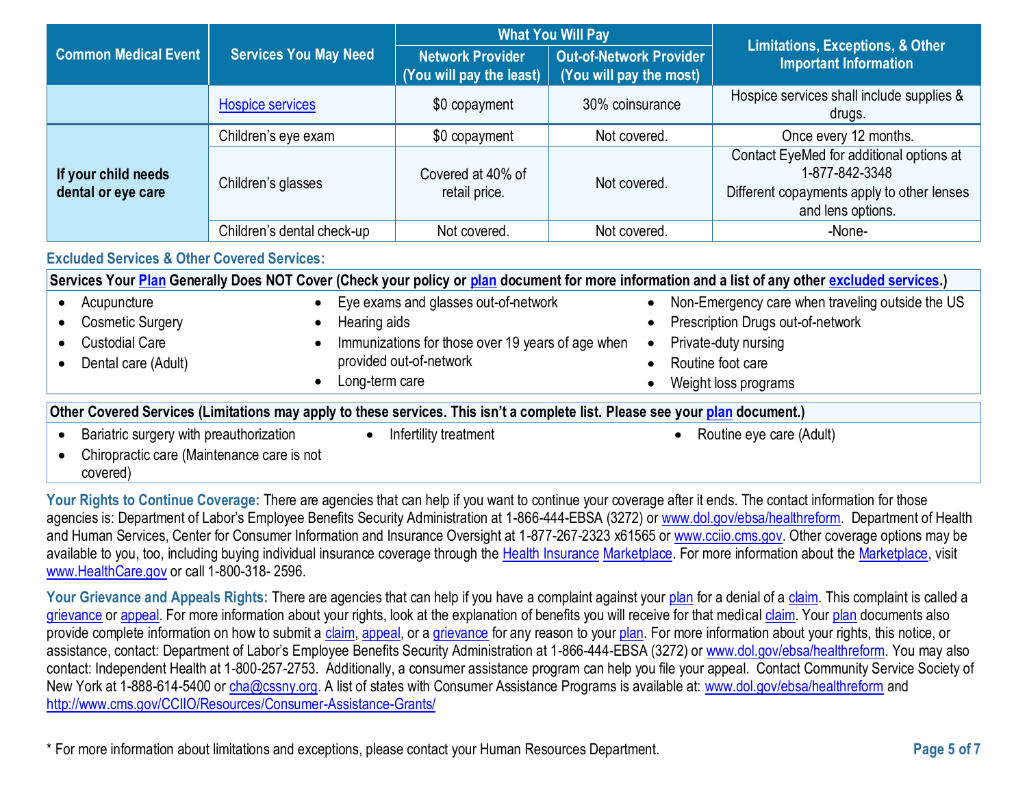| Common Medical Event | Services You May Need | What You Will Pay | | Limitations, Exceptions, & Other Important Information |
|---|---|---|---|---|
| | | Network Provider (You will pay the least) | Out-of-Network Provider (You will pay the most) | |
| | Hospice services | $0 copayment | 30% coinsurance | Hospice services shall include supplies & drugs. |
| If your child needs dental or eye care | Children's eye exam | $0 copayment | Not covered. | Once every 12 months. |
| | Children's glasses | Covered at 40% of retail price. | Not covered. | Contact EyeMed for additional options at 1-877-842-3348<br>Different copayments apply to other lenses and lens options. |
| | Children's dental check-up | Not covered. | Not covered. | -None- |

## Excluded Services & Other Covered Services:

**Services Your Plan Generally Does NOT Cover (Check your policy or plan document for more information and a list of any other excluded services.)**

- Acupuncture
- Cosmetic Surgery
- Custodial Care
- Dental care (Adult)
- Eye exams and glasses out-of-network
- Hearing aids
- Immunizations for those over 19 years of age when provided out-of-network
- Long-term care
- Non-Emergency care when traveling outside the US
- Prescription Drugs out-of-network
- Private-duty nursing
- Routine foot care
- Weight loss programs

**Other Covered Services (Limitations may apply to these services. This isn't a complete list. Please see your plan document.)**

- Bariatric surgery with preauthorization
- Chiropractic care (Maintenance care is not covered)
- Infertility treatment
- Routine eye care (Adult)

**Your Rights to Continue Coverage:** There are agencies that can help if you want to continue your coverage after it ends. The contact information for those agencies is: Department of Labor's Employee Benefits Security Administration at 1-866-444-EBSA (3272) or www.dol.gov/ebsa/healthreform. Department of Health and Human Services, Center for Consumer Information and Insurance Oversight at 1-877-267-2323 x61565 or www.cciio.cms.gov. Other coverage options may be available to you, too, including buying individual insurance coverage through the Health Insurance Marketplace. For more information about the Marketplace, visit www.HealthCare.gov or call 1-800-318- 2596.

**Your Grievance and Appeals Rights:** There are agencies that can help if you have a complaint against your plan for a denial of a claim. This complaint is called a grievance or appeal. For more information about your rights, look at the explanation of benefits you will receive for that medical claim. Your plan documents also provide complete information on how to submit a claim, appeal, or a grievance for any reason to your plan. For more information about your rights, this notice, or assistance, contact: Department of Labor's Employee Benefits Security Administration at 1-866-444-EBSA (3272) or www.dol.gov/ebsa/healthreform. You may also contact: Independent Health at 1-800-257-2753. Additionally, a consumer assistance program can help you file your appeal. Contact Community Service Society of New York at 1-888-614-5400 or cha@cssny.org. A list of states with Consumer Assistance Programs is available at: www.dol.gov/ebsa/healthreform and http://www.cms.gov/CCIIO/Resources/Consumer-Assistance-Grants/

* For more information about limitations and exceptions, please contact your Human Resources Department.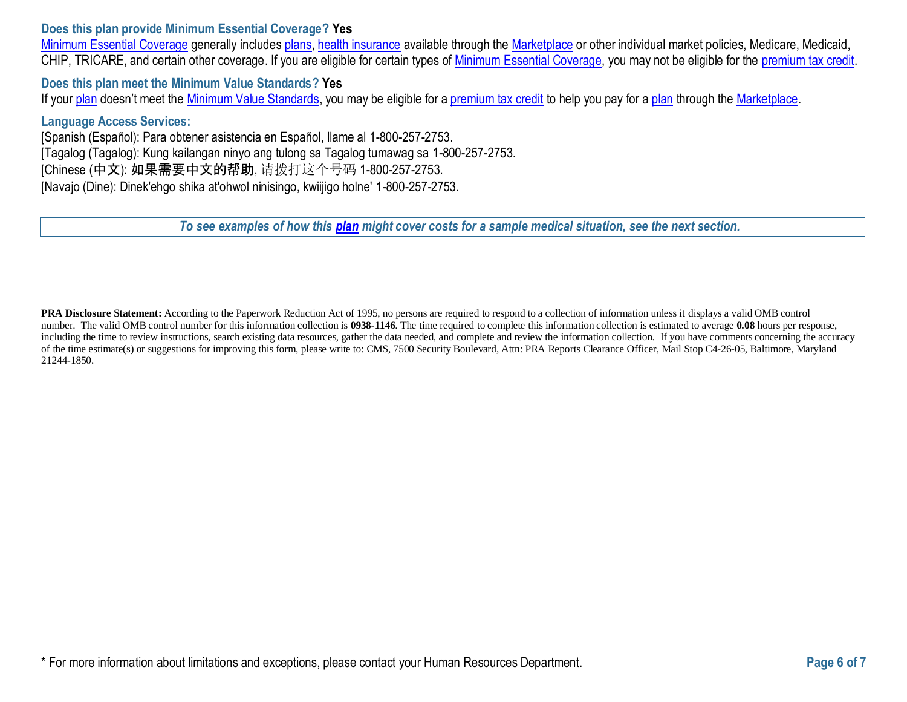### Does this plan provide Minimum Essential Coverage? Yes

Minimum Essential Coverage generally includes plans, health insurance available through the Marketplace or other individual market policies, Medicare, Medicaid, CHIP, TRICARE, and certain other coverage. If you are eligible for certain types of Minimum Essential Coverage, you may not be eligible for the premium tax credit.

### Does this plan meet the Minimum Value Standards? Yes

If your plan doesn't meet the Minimum Value Standards, you may be eligible for a premium tax credit to help you pay for a plan through the Marketplace.

### Language Access Services:

[Spanish (Español): Para obtener asistencia en Español, llame al 1-800-257-2753.
[Tagalog (Tagalog): Kung kailangan ninyo ang tulong sa Tagalog tumawag sa 1-800-257-2753.
[Chinese (中文): 如果需要中文的帮助, 请拨打这个号码 1-800-257-2753.
[Navajo (Dine): Dinek'ehgo shika at'ohwol ninisingo, kwiijigo holne' 1-800-257-2753.

*To see examples of how this **plan** might cover costs for a sample medical situation, see the next section.*

**PRA Disclosure Statement:** According to the Paperwork Reduction Act of 1995, no persons are required to respond to a collection of information unless it displays a valid OMB control number. The valid OMB control number for this information collection is **0938-1146**. The time required to complete this information collection is estimated to average **0.08** hours per response, including the time to review instructions, search existing data resources, gather the data needed, and complete and review the information collection. If you have comments concerning the accuracy of the time estimate(s) or suggestions for improving this form, please write to: CMS, 7500 Security Boulevard, Attn: PRA Reports Clearance Officer, Mail Stop C4-26-05, Baltimore, Maryland 21244-1850.

* For more information about limitations and exceptions, please contact your Human Resources Department.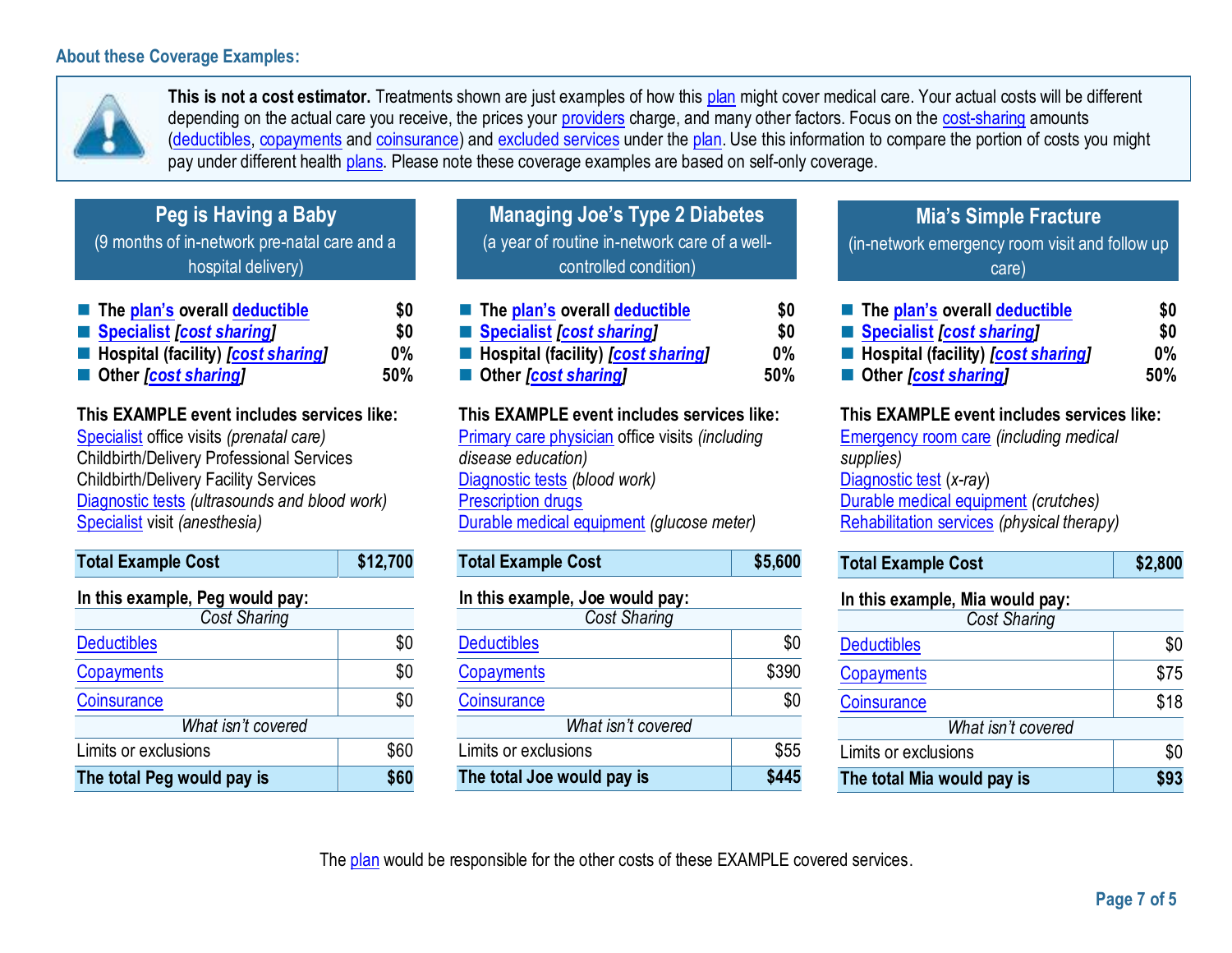### About these Coverage Examples:

**This is not a cost estimator.** Treatments shown are just examples of how this plan might cover medical care. Your actual costs will be different depending on the actual care you receive, the prices your providers charge, and many other factors. Focus on the cost-sharing amounts (deductibles, copayments and coinsurance) and excluded services under the plan. Use this information to compare the portion of costs you might pay under different health plans. Please note these coverage examples are based on self-only coverage.

## Peg is Having a Baby

(9 months of in-network pre-natal care and a hospital delivery)

- **The plan's overall deductible** **$0**
- **Specialist [cost sharing]** **$0**
- **Hospital (facility) [cost sharing]** **0%**
- **Other [cost sharing]** **50%**

**This EXAMPLE event includes services like:**
Specialist office visits *(prenatal care)*
Childbirth/Delivery Professional Services
Childbirth/Delivery Facility Services
Diagnostic tests *(ultrasounds and blood work)*
Specialist visit *(anesthesia)*

| **Total Example Cost** | **$12,700** |
|---|---|
| **In this example, Peg would pay:** | |
| *Cost Sharing* | |
| Deductibles | $0 |
| Copayments | $0 |
| Coinsurance | $0 |
| *What isn't covered* | |
| Limits or exclusions | $60 |
| **The total Peg would pay is** | **$60** |

## Managing Joe's Type 2 Diabetes

(a year of routine in-network care of a well-controlled condition)

- **The plan's overall deductible** **$0**
- **Specialist [cost sharing]** **$0**
- **Hospital (facility) [cost sharing]** **0%**
- **Other [cost sharing]** **50%**

**This EXAMPLE event includes services like:**
Primary care physician office visits *(including disease education)*
Diagnostic tests *(blood work)*
Prescription drugs
Durable medical equipment *(glucose meter)*

| **Total Example Cost** | **$5,600** |
|---|---|
| **In this example, Joe would pay:** | |
| *Cost Sharing* | |
| Deductibles | $0 |
| Copayments | $390 |
| Coinsurance | $0 |
| *What isn't covered* | |
| Limits or exclusions | $55 |
| **The total Joe would pay is** | **$445** |

## Mia's Simple Fracture

(in-network emergency room visit and follow up care)

- **The plan's overall deductible** **$0**
- **Specialist [cost sharing]** **$0**
- **Hospital (facility) [cost sharing]** **0%**
- **Other [cost sharing]** **50%**

**This EXAMPLE event includes services like:**
Emergency room care *(including medical supplies)*
Diagnostic test *(x-ray)*
Durable medical equipment *(crutches)*
Rehabilitation services *(physical therapy)*

| **Total Example Cost** | **$2,800** |
|---|---|
| **In this example, Mia would pay:** | |
| *Cost Sharing* | |
| Deductibles | $0 |
| Copayments | $75 |
| Coinsurance | $18 |
| *What isn't covered* | |
| Limits or exclusions | $0 |
| **The total Mia would pay is** | **$93** |

The plan would be responsible for the other costs of these EXAMPLE covered services.